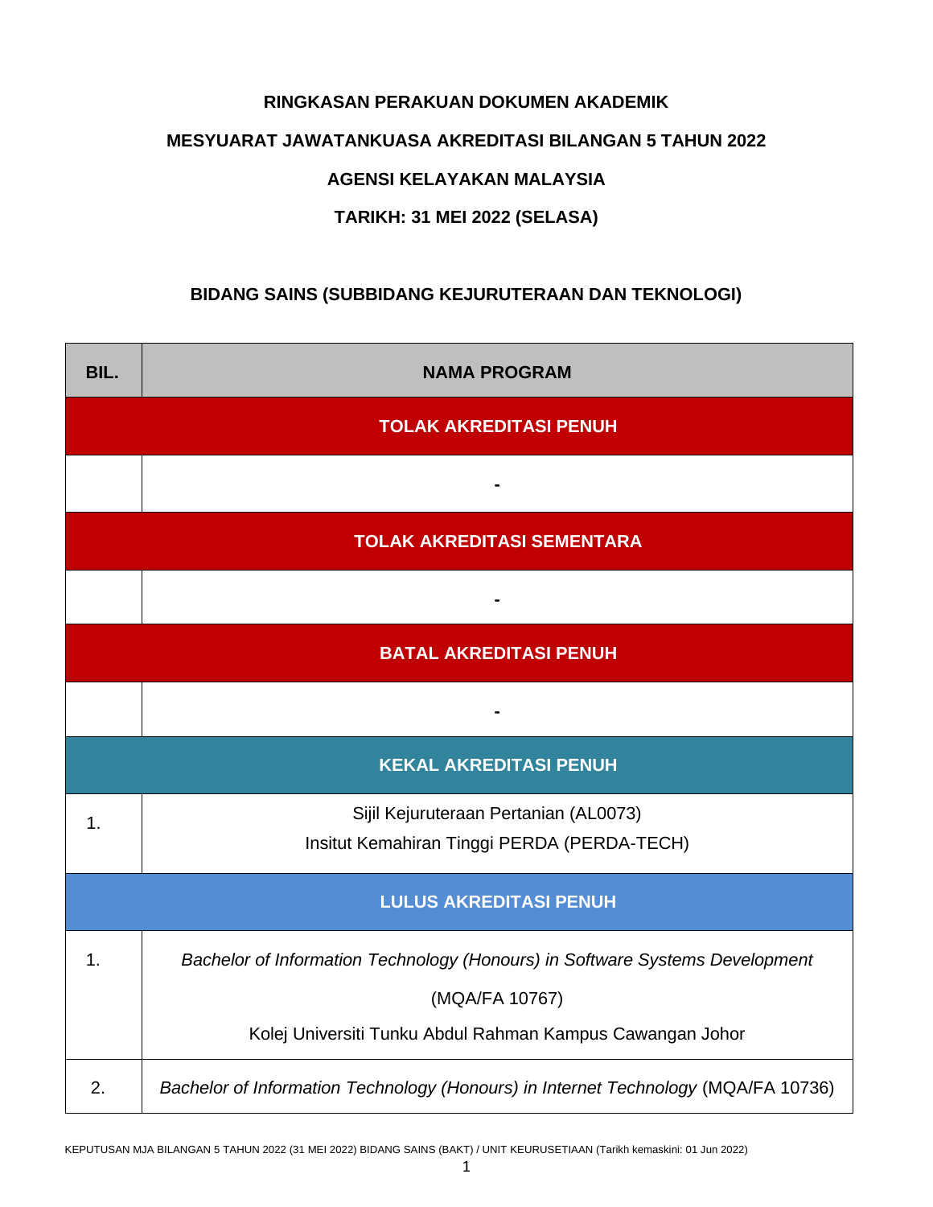**RINGKASAN PERAKUAN DOKUMEN AKADEMIK**

**MESYUARAT JAWATANKUASA AKREDITASI BILANGAN 5 TAHUN 2022**

**AGENSI KELAYAKAN MALAYSIA**

**TARIKH: 31 MEI 2022 (SELASA)**

**BIDANG SAINS (SUBBIDANG KEJURUTERAAN DAN TEKNOLOGI)**

| BIL. | NAMA PROGRAM |
|---|---|
| **TOLAK AKREDITASI PENUH** | |
| | - |
| **TOLAK AKREDITASI SEMENTARA** | |
| | - |
| **BATAL AKREDITASI PENUH** | |
| | - |
| **KEKAL AKREDITASI PENUH** | |
| 1. | Sijil Kejuruteraan Pertanian (AL0073)<br>Insitut Kemahiran Tinggi PERDA (PERDA-TECH) |
| **LULUS AKREDITASI PENUH** | |
| 1. | *Bachelor of Information Technology (Honours) in Software Systems Development*<br>(MQA/FA 10767)<br>Kolej Universiti Tunku Abdul Rahman Kampus Cawangan Johor |
| 2. | *Bachelor of Information Technology (Honours) in Internet Technology* (MQA/FA 10736) |

KEPUTUSAN MJA BILANGAN 5 TAHUN 2022 (31 MEI 2022) BIDANG SAINS (BAKT) / UNIT KEURUSETIAAN (Tarikh kemaskini: 01 Jun 2022)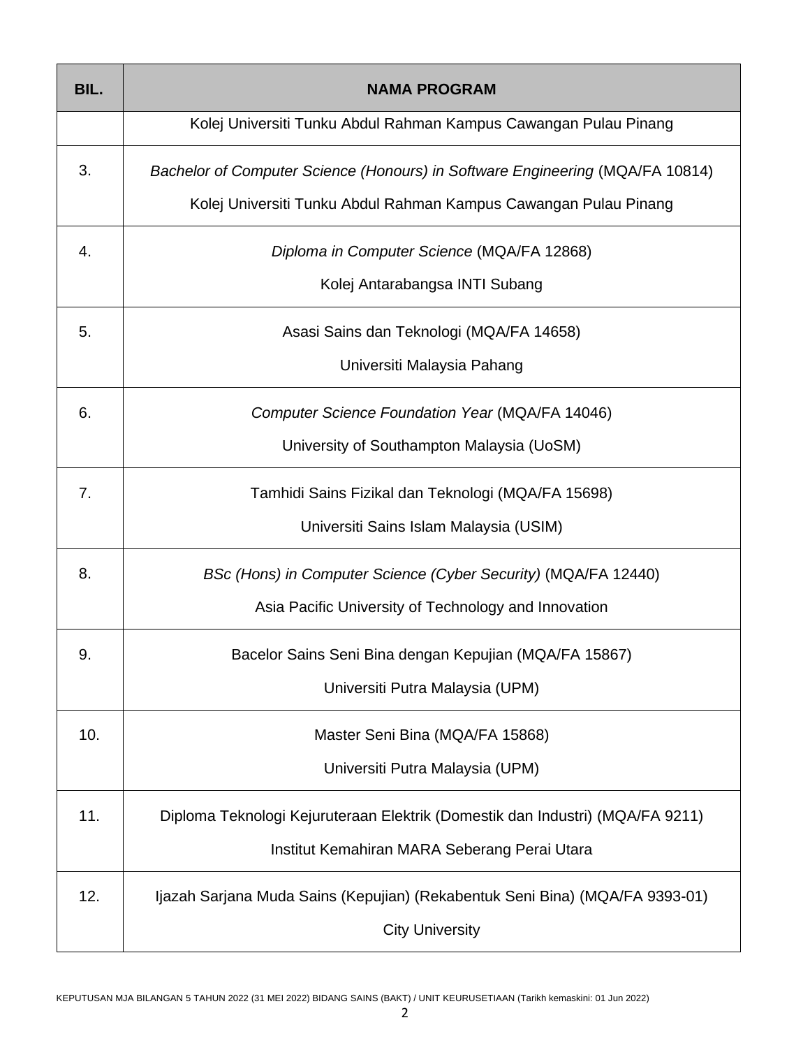| BIL. | NAMA PROGRAM |
|---|---|
| | Kolej Universiti Tunku Abdul Rahman Kampus Cawangan Pulau Pinang |
| 3. | *Bachelor of Computer Science (Honours) in Software Engineering* (MQA/FA 10814)<br>Kolej Universiti Tunku Abdul Rahman Kampus Cawangan Pulau Pinang |
| 4. | *Diploma in Computer Science* (MQA/FA 12868)<br>Kolej Antarabangsa INTI Subang |
| 5. | Asasi Sains dan Teknologi (MQA/FA 14658)<br>Universiti Malaysia Pahang |
| 6. | *Computer Science Foundation Year* (MQA/FA 14046)<br>University of Southampton Malaysia (UoSM) |
| 7. | Tamhidi Sains Fizikal dan Teknologi (MQA/FA 15698)<br>Universiti Sains Islam Malaysia (USIM) |
| 8. | *BSc (Hons) in Computer Science (Cyber Security)* (MQA/FA 12440)<br>Asia Pacific University of Technology and Innovation |
| 9. | Bacelor Sains Seni Bina dengan Kepujian (MQA/FA 15867)<br>Universiti Putra Malaysia (UPM) |
| 10. | Master Seni Bina (MQA/FA 15868)<br>Universiti Putra Malaysia (UPM) |
| 11. | Diploma Teknologi Kejuruteraan Elektrik (Domestik dan Industri) (MQA/FA 9211)<br>Institut Kemahiran MARA Seberang Perai Utara |
| 12. | Ijazah Sarjana Muda Sains (Kepujian) (Rekabentuk Seni Bina) (MQA/FA 9393-01)<br>City University |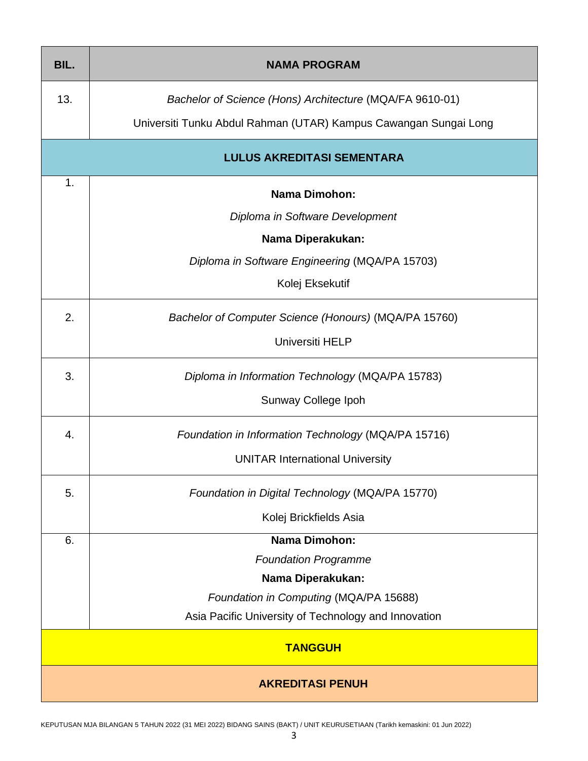| BIL. | NAMA PROGRAM |
|---|---|
| 13. | *Bachelor of Science (Hons) Architecture* (MQA/FA 9610-01)<br>Universiti Tunku Abdul Rahman (UTAR) Kampus Cawangan Sungai Long |
| **LULUS AKREDITASI SEMENTARA** | |
| 1. | **Nama Dimohon:**<br>*Diploma in Software Development*<br>**Nama Diperakukan:**<br>*Diploma in Software Engineering* (MQA/PA 15703)<br>Kolej Eksekutif |
| 2. | *Bachelor of Computer Science (Honours)* (MQA/PA 15760)<br>Universiti HELP |
| 3. | *Diploma in Information Technology* (MQA/PA 15783)<br>Sunway College Ipoh |
| 4. | *Foundation in Information Technology* (MQA/PA 15716)<br>UNITAR International University |
| 5. | *Foundation in Digital Technology* (MQA/PA 15770)<br>Kolej Brickfields Asia |
| 6. | **Nama Dimohon:**<br>*Foundation Programme*<br>**Nama Diperakukan:**<br>*Foundation in Computing* (MQA/PA 15688)<br>Asia Pacific University of Technology and Innovation |
| **TANGGUH** | |
| **AKREDITASI PENUH** | |

KEPUTUSAN MJA BILANGAN 5 TAHUN 2022 (31 MEI 2022) BIDANG SAINS (BAKT) / UNIT KEURUSETIAAN (Tarikh kemaskini: 01 Jun 2022)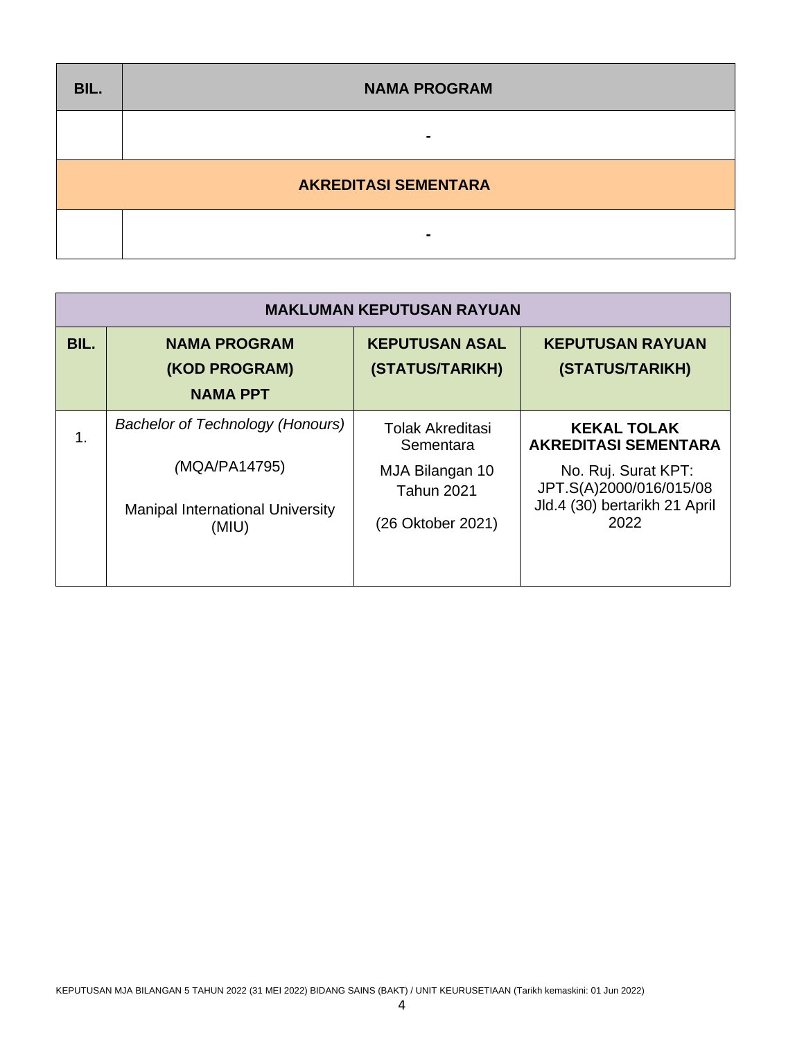| BIL. | NAMA PROGRAM |
|---|---|
| | - |
| **AKREDITASI SEMENTARA** | |
| | - |

| **MAKLUMAN KEPUTUSAN RAYUAN** | | | |
|---|---|---|---|
| **BIL.** | **NAMA PROGRAM (KOD PROGRAM) NAMA PPT** | **KEPUTUSAN ASAL (STATUS/TARIKH)** | **KEPUTUSAN RAYUAN (STATUS/TARIKH)** |
| 1. | *Bachelor of Technology (Honours)* (MQA/PA14795) Manipal International University (MIU) | Tolak Akreditasi Sementara MJA Bilangan 10 Tahun 2021 (26 Oktober 2021) | **KEKAL TOLAK AKREDITASI SEMENTARA** No. Ruj. Surat KPT: JPT.S(A)2000/016/015/08 Jld.4 (30) bertarikh 21 April 2022 |